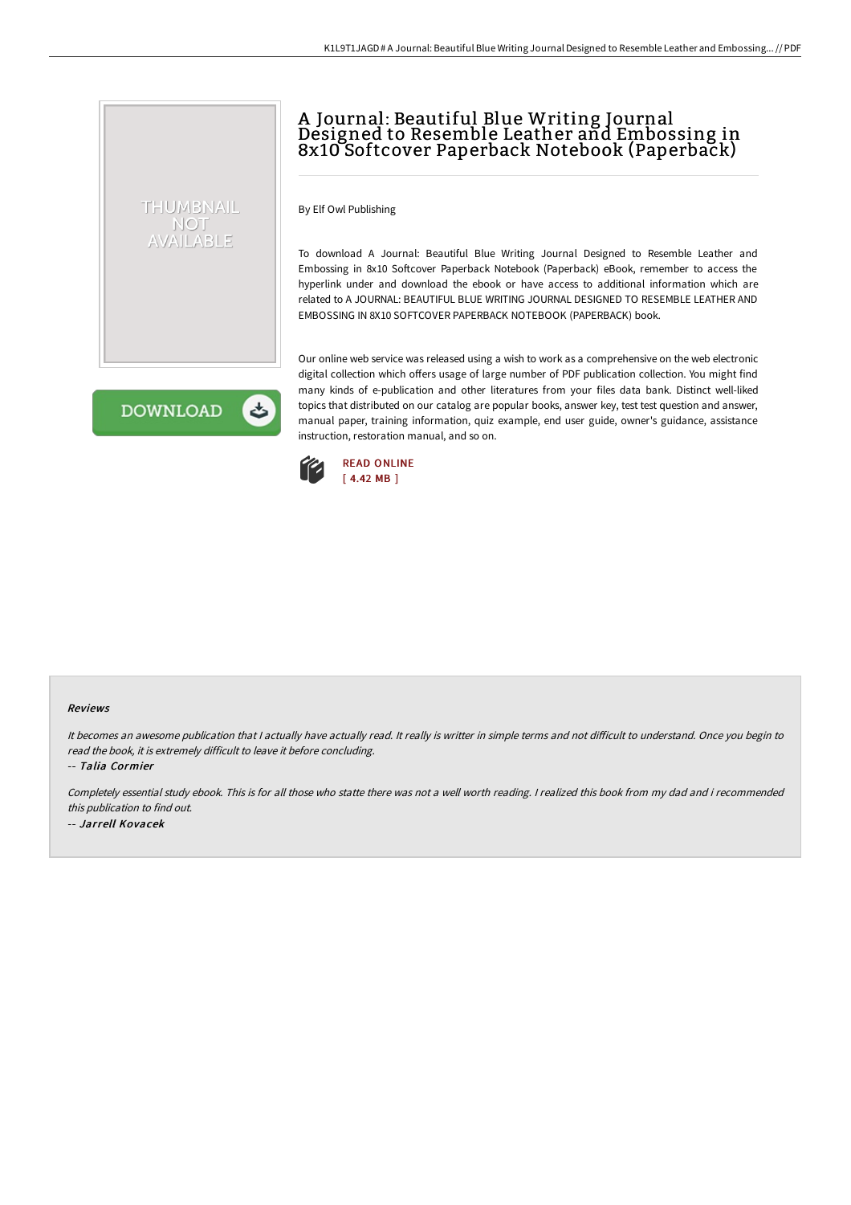# A Journal: Beautiful Blue Writing Journal Designed to Resemble Leather and Embossing in 8x10 Softcover Paperback Notebook (Paperback)

By Elf Owl Publishing

To download A Journal: Beautiful Blue Writing Journal Designed to Resemble Leather and Embossing in 8x10 Softcover Paperback Notebook (Paperback) eBook, remember to access the hyperlink under and download the ebook or have access to additional information which are related to A JOURNAL: BEAUTIFUL BLUE WRITING JOURNAL DESIGNED TO RESEMBLE LEATHER AND EMBOSSING IN 8X10 SOFTCOVER PAPERBACK NOTEBOOK (PAPERBACK) book.

Our online web service was released using a wish to work as a comprehensive on the web electronic digital collection which offers usage of large number of PDF publication collection. You might find many kinds of e-publication and other literatures from your files data bank. Distinct well-liked topics that distributed on our catalog are popular books, answer key, test test question and answer, manual paper, training information, quiz example, end user guide, owner's guidance, assistance instruction, restoration manual, and so on.

READ ONLINE
[ 4.42 MB ]

#### Reviews

*It becomes an awesome publication that I actually have actually read. It really is writter in simple terms and not difficult to understand. Once you begin to read the book, it is extremely difficult to leave it before concluding.*

-- *Talia Cormier*

*Completely essential study ebook. This is for all those who statte there was not a well worth reading. I realized this book from my dad and i recommended this publication to find out.*

-- *Jarrell Kovacek*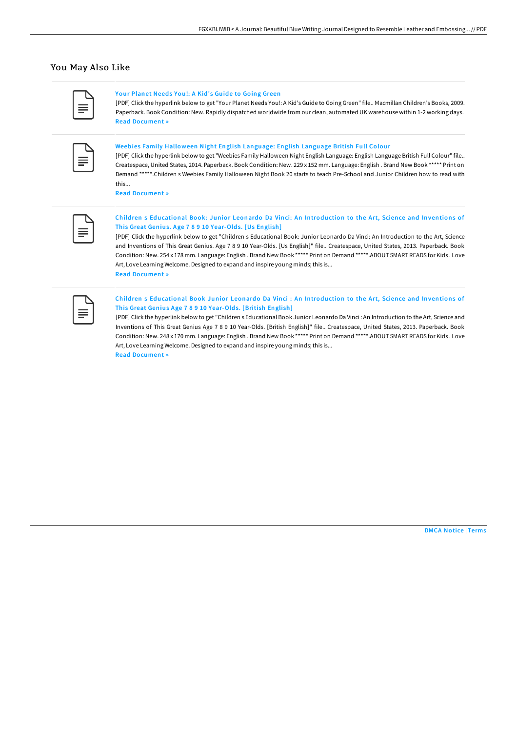## You May Also Like

### Your Planet Needs You!: A Kid's Guide to Going Green

[PDF] Click the hyperlink below to get "Your Planet Needs You!: A Kid's Guide to Going Green" file.. Macmillan Children's Books, 2009. Paperback. Book Condition: New. Rapidly dispatched worldwide from our clean, automated UK warehouse within 1-2 working days.

Read Document »

### Weebies Family Halloween Night English Language: English Language British Full Colour

[PDF] Click the hyperlink below to get "Weebies Family Halloween Night English Language: English Language British Full Colour" file.. Createspace, United States, 2014. Paperback. Book Condition: New. 229 x 152 mm. Language: English . Brand New Book ***** Print on Demand *****.Children s Weebies Family Halloween Night Book 20 starts to teach Pre-School and Junior Children how to read with this...

Read Document »

### Children s Educational Book: Junior Leonardo Da Vinci: An Introduction to the Art, Science and Inventions of This Great Genius. Age 7 8 9 10 Year-Olds. [Us English]

[PDF] Click the hyperlink below to get "Children s Educational Book: Junior Leonardo Da Vinci: An Introduction to the Art, Science and Inventions of This Great Genius. Age 7 8 9 10 Year-Olds. [Us English]" file.. Createspace, United States, 2013. Paperback. Book Condition: New. 254 x 178 mm. Language: English . Brand New Book ***** Print on Demand *****.ABOUT SMART READS for Kids . Love Art, Love Learning Welcome. Designed to expand and inspire young minds; this is...

Read Document »

### Children s Educational Book Junior Leonardo Da Vinci : An Introduction to the Art, Science and Inventions of This Great Genius Age 7 8 9 10 Year-Olds. [British English]

[PDF] Click the hyperlink below to get "Children s Educational Book Junior Leonardo Da Vinci : An Introduction to the Art, Science and Inventions of This Great Genius Age 7 8 9 10 Year-Olds. [British English]" file.. Createspace, United States, 2013. Paperback. Book Condition: New. 248 x 170 mm. Language: English . Brand New Book ***** Print on Demand *****.ABOUT SMART READS for Kids . Love Art, Love Learning Welcome. Designed to expand and inspire young minds; this is...

Read Document »

DMCA Notice | Terms